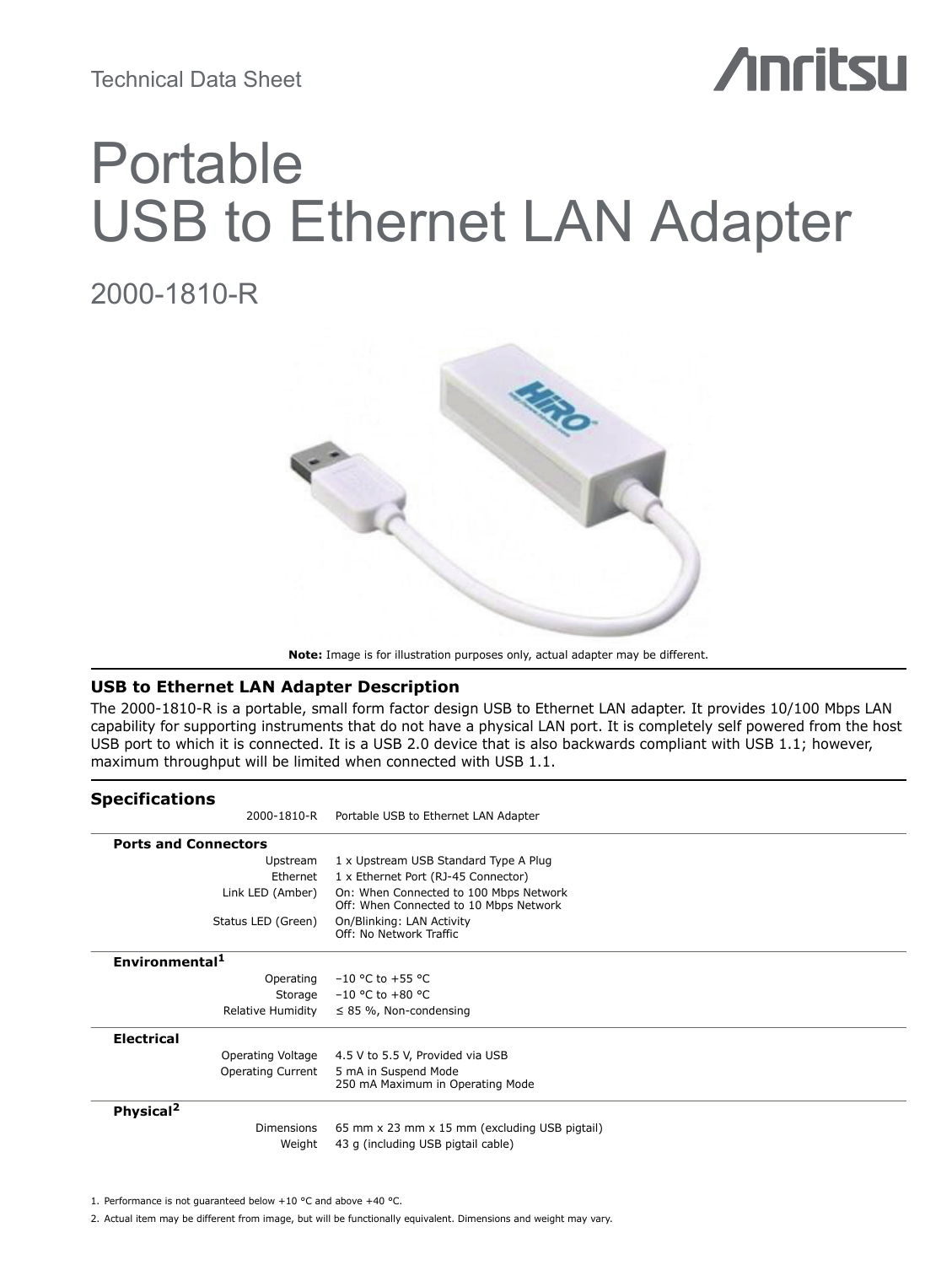Technical Data Sheet

# Portable USB to Ethernet LAN Adapter

## 2000-1810-R

**Note:** Image is for illustration purposes only, actual adapter may be different.

### USB to Ethernet LAN Adapter Description

The 2000-1810-R is a portable, small form factor design USB to Ethernet LAN adapter. It provides 10/100 Mbps LAN capability for supporting instruments that do not have a physical LAN port. It is completely self powered from the host USB port to which it is connected. It is a USB 2.0 device that is also backwards compliant with USB 1.1; however, maximum throughput will be limited when connected with USB 1.1.

### Specifications

| | |
|---|---|
| 2000-1810-R | Portable USB to Ethernet LAN Adapter |
| **Ports and Connectors** | |
| Upstream | 1 x Upstream USB Standard Type A Plug |
| Ethernet | 1 x Ethernet Port (RJ-45 Connector) |
| Link LED (Amber) | On: When Connected to 100 Mbps Network<br>Off: When Connected to 10 Mbps Network |
| Status LED (Green) | On/Blinking: LAN Activity<br>Off: No Network Traffic |
| **Environmental[1]** | |
| Operating | −10 °C to +55 °C |
| Storage | −10 °C to +80 °C |
| Relative Humidity | ≤ 85 %, Non-condensing |
| **Electrical** | |
| Operating Voltage | 4.5 V to 5.5 V, Provided via USB |
| Operating Current | 5 mA in Suspend Mode<br>250 mA Maximum in Operating Mode |
| **Physical[2]** | |
| Dimensions | 65 mm x 23 mm x 15 mm (excluding USB pigtail) |
| Weight | 43 g (including USB pigtail cable) |

1. Performance is not guaranteed below +10 °C and above +40 °C.
2. Actual item may be different from image, but will be functionally equivalent. Dimensions and weight may vary.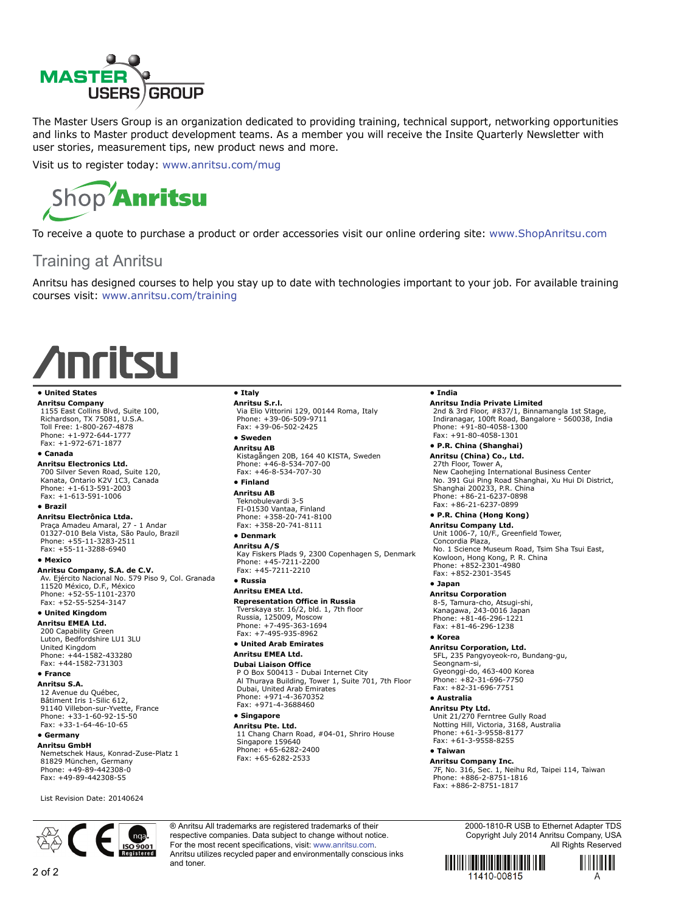The Master Users Group is an organization dedicated to providing training, technical support, networking opportunities and links to Master product development teams. As a member you will receive the Insite Quarterly Newsletter with user stories, measurement tips, new product news and more.

Visit us to register today: www.anritsu.com/mug

To receive a quote to purchase a product or order accessories visit our online ordering site: www.ShopAnritsu.com

## Training at Anritsu

Anritsu has designed courses to help you stay up to date with technologies important to your job. For available training courses visit: www.anritsu.com/training

**• United States**

**Anritsu Company**
1155 East Collins Blvd, Suite 100,
Richardson, TX 75081, U.S.A.
Toll Free: 1-800-267-4878
Phone: +1-972-644-1777
Fax: +1-972-671-1877

**• Canada**

**Anritsu Electronics Ltd.**
700 Silver Seven Road, Suite 120,
Kanata, Ontario K2V 1C3, Canada
Phone: +1-613-591-2003
Fax: +1-613-591-1006

**• Brazil**

**Anritsu Electrônica Ltda.**
Praça Amadeu Amaral, 27 - 1 Andar
01327-010 Bela Vista, São Paulo, Brazil
Phone: +55-11-3283-2511
Fax: +55-11-3288-6940

**• Mexico**

**Anritsu Company, S.A. de C.V.**
Av. Ejército Nacional No. 579 Piso 9, Col. Granada
11520 México, D.F., México
Phone: +52-55-1101-2370
Fax: +52-55-5254-3147

**• United Kingdom**

**Anritsu EMEA Ltd.**
200 Capability Green
Luton, Bedfordshire LU1 3LU
United Kingdom
Phone: +44-1582-433280
Fax: +44-1582-731303

**• France**

**Anritsu S.A.**
12 Avenue du Québec,
Bâtiment Iris 1-Silic 612,
91140 Villebon-sur-Yvette, France
Phone: +33-1-60-92-15-50
Fax: +33-1-64-46-10-65

**• Germany**

**Anritsu GmbH**
Nemetschek Haus, Konrad-Zuse-Platz 1
81829 München, Germany
Phone: +49-89-442308-0
Fax: +49-89-442308-55

**• Italy**

**Anritsu S.r.l.**
Via Elio Vittorini 129, 00144 Roma, Italy
Phone: +39-06-509-9711
Fax: +39-06-502-2425

**• Sweden**

**Anritsu AB**
Kistagången 20B, 164 40 KISTA, Sweden
Phone: +46-8-534-707-00
Fax: +46-8-534-707-30

**• Finland**

**Anritsu AB**
Teknobulevardi 3-5
FI-01530 Vantaa, Finland
Phone: +358-20-741-8100
Fax: +358-20-741-8111

**• Denmark**

**Anritsu A/S**
Kay Fiskers Plads 9, 2300 Copenhagen S, Denmark
Phone: +45-7211-2200
Fax: +45-7211-2210

**• Russia**

**Anritsu EMEA Ltd.**

**Representation Office in Russia**
Tverskaya str. 16/2, bld. 1, 7th floor
Russia, 125009, Moscow
Phone: +7-495-363-1694
Fax: +7-495-935-8962

**• United Arab Emirates**

**Anritsu EMEA Ltd.**

**Dubai Liaison Office**
P O Box 500413 - Dubai Internet City
Al Thuraya Building, Tower 1, Suite 701, 7th Floor
Dubai, United Arab Emirates
Phone: +971-4-3670352
Fax: +971-4-3688460

**• Singapore**

**Anritsu Pte. Ltd.**
11 Chang Charn Road, #04-01, Shriro House
Singapore 159640
Phone: +65-6282-2400
Fax: +65-6282-2533

**• India**

**Anritsu India Private Limited**
2nd & 3rd Floor, #837/1, Binnamangla 1st Stage,
Indiranagar, 100ft Road, Bangalore - 560038, India
Phone: +91-80-4058-1300
Fax: +91-80-4058-1301

**• P.R. China (Shanghai)**

**Anritsu (China) Co., Ltd.**
27th Floor, Tower A,
New Caohejing International Business Center
No. 391 Gui Ping Road Shanghai, Xu Hui Di District,
Shanghai 200233, P.R. China
Phone: +86-21-6237-0898
Fax: +86-21-6237-0899

**• P.R. China (Hong Kong)**

**Anritsu Company Ltd.**
Unit 1006-7, 10/F., Greenfield Tower,
Concordia Plaza,
No. 1 Science Museum Road, Tsim Sha Tsui East,
Kowloon, Hong Kong, P. R. China
Phone: +852-2301-4980
Fax: +852-2301-3545

**• Japan**

**Anritsu Corporation**
8-5, Tamura-cho, Atsugi-shi,
Kanagawa, 243-0016 Japan
Phone: +81-46-296-1221
Fax: +81-46-296-1238

**• Korea**

**Anritsu Corporation, Ltd.**
5FL, 235 Pangyoyeok-ro, Bundang-gu,
Seongnam-si,
Gyeonggi-do, 463-400 Korea
Phone: +82-31-696-7750
Fax: +82-31-696-7751

**• Australia**

**Anritsu Pty Ltd.**
Unit 21/270 Ferntree Gully Road
Notting Hill, Victoria, 3168, Australia
Phone: +61-3-9558-8177
Fax: +61-3-9558-8255

**• Taiwan**

**Anritsu Company Inc.**
7F, No. 316, Sec. 1, Neihu Rd, Taipei 114, Taiwan
Phone: +886-2-8751-1816
Fax: +886-2-8751-1817

List Revision Date: 20140624

® Anritsu All trademarks are registered trademarks of their respective companies. Data subject to change without notice. For the most recent specifications, visit: www.anritsu.com.
Anritsu utilizes recycled paper and environmentally conscious inks and toner.

2000-1810-R USB to Ethernet Adapter TDS
Copyright July 2014 Anritsu Company, USA
All Rights Reserved

11410-00815 A